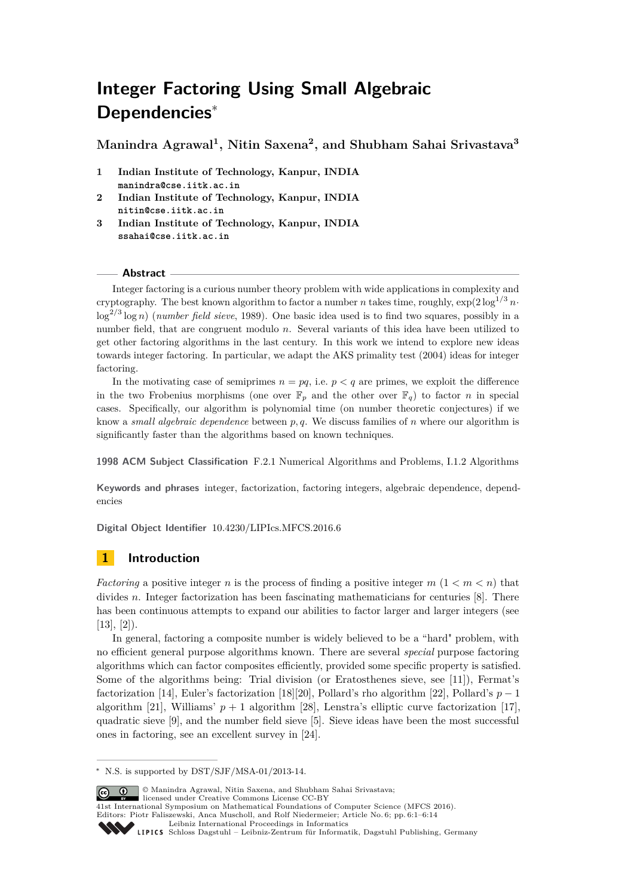# Integer Factoring Using Small Algebraic Dependencies*

**Manindra Agrawal[1], Nitin Saxena[2], and Shubham Sahai Srivastava[3]**

1. **Indian Institute of Technology, Kanpur, INDIA**
   manindra@cse.iitk.ac.in
2. **Indian Institute of Technology, Kanpur, INDIA**
   nitin@cse.iitk.ac.in
3. **Indian Institute of Technology, Kanpur, INDIA**
   ssahai@cse.iitk.ac.in

## Abstract

Integer factoring is a curious number theory problem with wide applications in complexity and cryptography. The best known algorithm to factor a number $n$ takes time, roughly, $\exp(2\log^{1/3} n \cdot \log^{2/3} \log n)$ (*number field sieve*, 1989). One basic idea used is to find two squares, possibly in a number field, that are congruent modulo $n$. Several variants of this idea have been utilized to get other factoring algorithms in the last century. In this work we intend to explore new ideas towards integer factoring. In particular, we adapt the AKS primality test (2004) ideas for integer factoring.

In the motivating case of semiprimes $n = pq$, i.e. $p < q$ are primes, we exploit the difference in the two Frobenius morphisms (one over $\mathbb{F}_p$ and the other over $\mathbb{F}_q$) to factor $n$ in special cases. Specifically, our algorithm is polynomial time (on number theoretic conjectures) if we know a *small algebraic dependence* between $p, q$. We discuss families of $n$ where our algorithm is significantly faster than the algorithms based on known techniques.

**1998 ACM Subject Classification** F.2.1 Numerical Algorithms and Problems, I.1.2 Algorithms

**Keywords and phrases** integer, factorization, factoring integers, algebraic dependence, dependencies

**Digital Object Identifier** 10.4230/LIPIcs.MFCS.2016.6

## 1 Introduction

*Factoring* a positive integer $n$ is the process of finding a positive integer $m$ ($1 < m < n$) that divides $n$. Integer factorization has been fascinating mathematicians for centuries [8]. There has been continuous attempts to expand our abilities to factor larger and larger integers (see [13], [2]).

In general, factoring a composite number is widely believed to be a "hard" problem, with no efficient general purpose algorithms known. There are several *special* purpose factoring algorithms which can factor composites efficiently, provided some specific property is satisfied. Some of the algorithms being: Trial division (or Eratosthenes sieve, see [11]), Fermat's factorization [14], Euler's factorization [18][20], Pollard's rho algorithm [22], Pollard's $p-1$ algorithm [21], Williams' $p+1$ algorithm [28], Lenstra's elliptic curve factorization [17], quadratic sieve [9], and the number field sieve [5]. Sieve ideas have been the most successful ones in factoring, see an excellent survey in [24].

---

* N.S. is supported by DST/SJF/MSA-01/2013-14.

© Manindra Agrawal, Nitin Saxena, and Shubham Sahai Srivastava; licensed under Creative Commons License CC-BY
41st International Symposium on Mathematical Foundations of Computer Science (MFCS 2016).
Editors: Piotr Faliszewski, Anca Muscholl, and Rolf Niedermeier; Article No. 6; pp. 6:1–6:14
Leibniz International Proceedings in Informatics
Schloss Dagstuhl – Leibniz-Zentrum für Informatik, Dagstuhl Publishing, Germany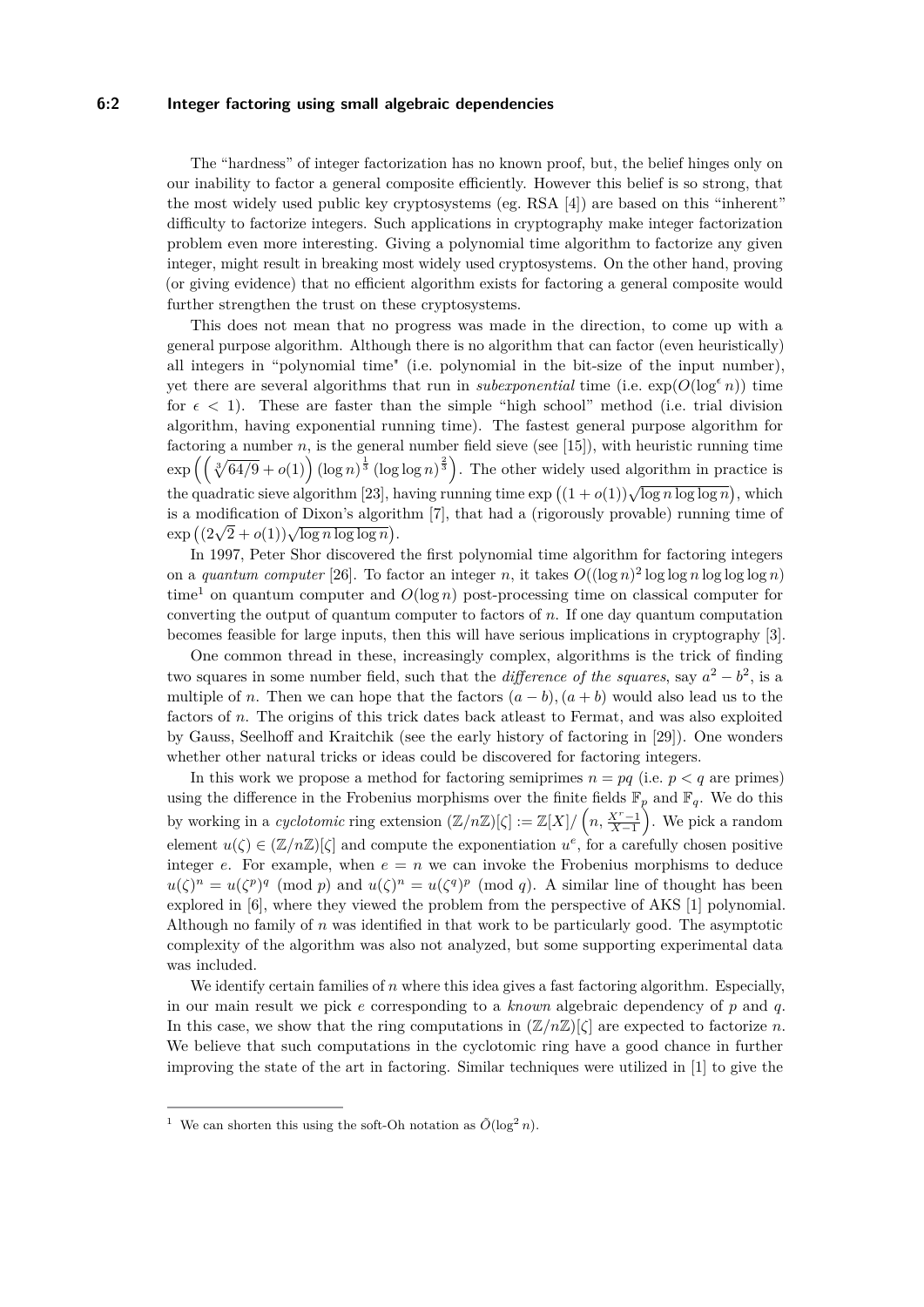The "hardness" of integer factorization has no known proof, but, the belief hinges only on our inability to factor a general composite efficiently. However this belief is so strong, that the most widely used public key cryptosystems (eg. RSA [4]) are based on this "inherent" difficulty to factorize integers. Such applications in cryptography make integer factorization problem even more interesting. Giving a polynomial time algorithm to factorize any given integer, might result in breaking most widely used cryptosystems. On the other hand, proving (or giving evidence) that no efficient algorithm exists for factoring a general composite would further strengthen the trust on these cryptosystems.

This does not mean that no progress was made in the direction, to come up with a general purpose algorithm. Although there is no algorithm that can factor (even heuristically) all integers in "polynomial time" (i.e. polynomial in the bit-size of the input number), yet there are several algorithms that run in *subexponential* time (i.e. $\exp(O(\log^{\epsilon} n))$ time for $\epsilon < 1$). These are faster than the simple "high school" method (i.e. trial division algorithm, having exponential running time). The fastest general purpose algorithm for factoring a number $n$, is the general number field sieve (see [15]), with heuristic running time $\exp\left(\left(\sqrt[3]{64/9}+o(1)\right)(\log n)^{\frac{1}{3}}(\log\log n)^{\frac{2}{3}}\right)$. The other widely used algorithm in practice is the quadratic sieve algorithm [23], having running time $\exp\left((1+o(1))\sqrt{\log n\log\log n}\right)$, which is a modification of Dixon's algorithm [7], that had a (rigorously provable) running time of $\exp\left((2\sqrt{2}+o(1))\sqrt{\log n\log\log n}\right)$.

In 1997, Peter Shor discovered the first polynomial time algorithm for factoring integers on a *quantum computer* [26]. To factor an integer $n$, it takes $O((\log n)^2\log\log n\log\log\log n)$ time[1] on quantum computer and $O(\log n)$ post-processing time on classical computer for converting the output of quantum computer to factors of $n$. If one day quantum computation becomes feasible for large inputs, then this will have serious implications in cryptography [3].

One common thread in these, increasingly complex, algorithms is the trick of finding two squares in some number field, such that the *difference of the squares*, say $a^2 - b^2$, is a multiple of $n$. Then we can hope that the factors $(a-b),(a+b)$ would also lead us to the factors of $n$. The origins of this trick dates back atleast to Fermat, and was also exploited by Gauss, Seelhoff and Kraitchik (see the early history of factoring in [29]). One wonders whether other natural tricks or ideas could be discovered for factoring integers.

In this work we propose a method for factoring semiprimes $n = pq$ (i.e. $p < q$ are primes) using the difference in the Frobenius morphisms over the finite fields $\mathbb{F}_p$ and $\mathbb{F}_q$. We do this by working in a *cyclotomic* ring extension $(\mathbb{Z}/n\mathbb{Z})[\zeta] := \mathbb{Z}[X]/\left(n, \frac{X^r-1}{X-1}\right)$. We pick a random element $u(\zeta) \in (\mathbb{Z}/n\mathbb{Z})[\zeta]$ and compute the exponentiation $u^e$, for a carefully chosen positive integer $e$. For example, when $e = n$ we can invoke the Frobenius morphisms to deduce $u(\zeta)^n = u(\zeta^p)^q \pmod p$ and $u(\zeta)^n = u(\zeta^q)^p \pmod q$. A similar line of thought has been explored in [6], where they viewed the problem from the perspective of AKS [1] polynomial. Although no family of $n$ was identified in that work to be particularly good. The asymptotic complexity of the algorithm was also not analyzed, but some supporting experimental data was included.

We identify certain families of $n$ where this idea gives a fast factoring algorithm. Especially, in our main result we pick $e$ corresponding to a *known* algebraic dependency of $p$ and $q$. In this case, we show that the ring computations in $(\mathbb{Z}/n\mathbb{Z})[\zeta]$ are expected to factorize $n$. We believe that such computations in the cyclotomic ring have a good chance in further improving the state of the art in factoring. Similar techniques were utilized in [1] to give the

[1] We can shorten this using the soft-Oh notation as $\tilde{O}(\log^2 n)$.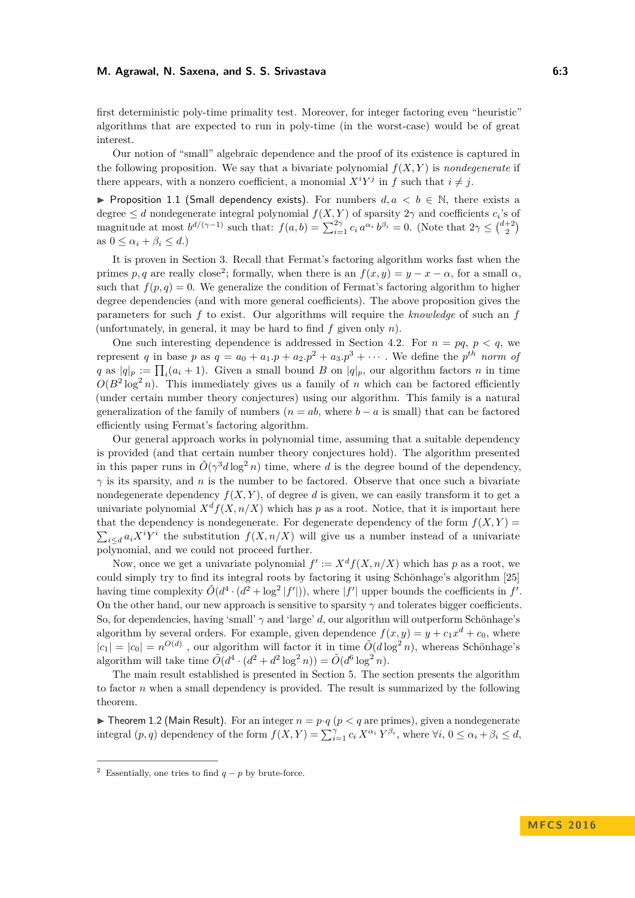first deterministic poly-time primality test. Moreover, for integer factoring even "heuristic" algorithms that are expected to run in poly-time (in the worst-case) would be of great interest.

Our notion of "small" algebraic dependence and the proof of its existence is captured in the following proposition. We say that a bivariate polynomial $f(X,Y)$ is *nondegenerate* if there appears, with a nonzero coefficient, a monomial $X^iY^j$ in $f$ such that $i \neq j$.

▶ Proposition 1.1 (Small dependency exists). For numbers $d, a < b \in \mathbb{N}$, there exists a degree $\leq d$ nondegenerate integral polynomial $f(X,Y)$ of sparsity $2\gamma$ and coefficients $c_i$'s of magnitude at most $b^{d/(\gamma-1)}$ such that: $f(a,b) = \sum_{i=1}^{2\gamma} c_i\, a^{\alpha_i}\, b^{\beta_i} = 0$. (Note that $2\gamma \leq \binom{d+2}{2}$ as $0 \leq \alpha_i + \beta_i \leq d$.)

It is proven in Section 3. Recall that Fermat's factoring algorithm works fast when the primes $p, q$ are really close[2]; formally, when there is an $f(x,y) = y - x - \alpha$, for a small $\alpha$, such that $f(p,q) = 0$. We generalize the condition of Fermat's factoring algorithm to higher degree dependencies (and with more general coefficients). The above proposition gives the parameters for such $f$ to exist. Our algorithms will require the *knowledge* of such an $f$ (unfortunately, in general, it may be hard to find $f$ given only $n$).

One such interesting dependence is addressed in Section 4.2. For $n = pq$, $p < q$, we represent $q$ in base $p$ as $q = a_0 + a_1.p + a_2.p^2 + a_3.p^3 + \cdots$. We define the $p^{th}$ *norm of* $q$ as $|q|_p := \prod_i (a_i + 1)$. Given a small bound $B$ on $|q|_p$, our algorithm factors $n$ in time $O(B^2 \log^2 n)$. This immediately gives us a family of $n$ which can be factored efficiently (under certain number theory conjectures) using our algorithm. This family is a natural generalization of the family of numbers ($n = ab$, where $b - a$ is small) that can be factored efficiently using Fermat's factoring algorithm.

Our general approach works in polynomial time, assuming that a suitable dependency is provided (and that certain number theory conjectures hold). The algorithm presented in this paper runs in $\tilde{O}(\gamma^3 d \log^2 n)$ time, where $d$ is the degree bound of the dependency, $\gamma$ is its sparsity, and $n$ is the number to be factored. Observe that once such a bivariate nondegenerate dependency $f(X,Y)$, of degree $d$ is given, we can easily transform it to get a univariate polynomial $X^d f(X, n/X)$ which has $p$ as a root. Notice, that it is important here that the dependency is nondegenerate. For degenerate dependency of the form $f(X,Y) = \sum_{i \leq d} a_i X^i Y^i$ the substitution $f(X, n/X)$ will give us a number instead of a univariate polynomial, and we could not proceed further.

Now, once we get a univariate polynomial $f' := X^d f(X, n/X)$ which has $p$ as a root, we could simply try to find its integral roots by factoring it using Schönhage's algorithm [25] having time complexity $\tilde{O}(d^4 \cdot (d^2 + \log^2 |f'|))$, where $|f'|$ upper bounds the coefficients in $f'$. On the other hand, our new approach is sensitive to sparsity $\gamma$ and tolerates bigger coefficients. So, for dependencies, having 'small' $\gamma$ and 'large' $d$, our algorithm will outperform Schönhage's algorithm by several orders. For example, given dependence $f(x,y) = y + c_1 x^d + c_0$, where $|c_1| = |c_0| = n^{O(d)}$, our algorithm will factor it in time $\tilde{O}(d \log^2 n)$, whereas Schönhage's algorithm will take time $\tilde{O}(d^4 \cdot (d^2 + d^2 \log^2 n)) = \tilde{O}(d^6 \log^2 n)$.

The main result established is presented in Section 5. The section presents the algorithm to factor $n$ when a small dependency is provided. The result is summarized by the following theorem.

▶ Theorem 1.2 (Main Result). For an integer $n = p \cdot q$ ($p < q$ are primes), given a nondegenerate integral $(p,q)$ dependency of the form $f(X,Y) = \sum_{i=1}^{\gamma} c_i\, X^{\alpha_i}\, Y^{\beta_i}$, where $\forall i$, $0 \leq \alpha_i + \beta_i \leq d$,

---

[2] Essentially, one tries to find $q - p$ by brute-force.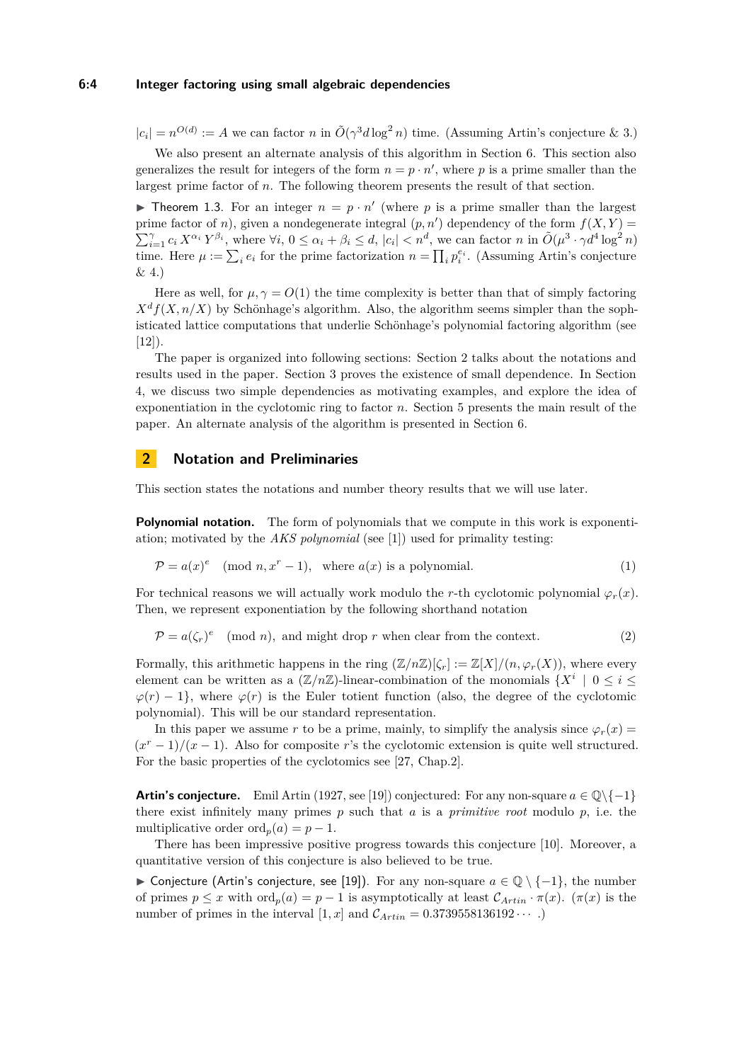$|c_i| = n^{O(d)} := A$ we can factor $n$ in $\tilde{O}(\gamma^3 d \log^2 n)$ time. (Assuming Artin's conjecture & 3.)

We also present an alternate analysis of this algorithm in Section 6. This section also generalizes the result for integers of the form $n = p \cdot n'$, where $p$ is a prime smaller than the largest prime factor of $n$. The following theorem presents the result of that section.

▶ Theorem 1.3. For an integer $n = p \cdot n'$ (where $p$ is a prime smaller than the largest prime factor of $n$), given a nondegenerate integral $(p, n')$ dependency of the form $f(X,Y) = \sum_{i=1}^{\gamma} c_i X^{\alpha_i} Y^{\beta_i}$, where $\forall i$, $0 \le \alpha_i + \beta_i \le d$, $|c_i| < n^d$, we can factor $n$ in $\tilde{O}(\mu^3 \cdot \gamma d^4 \log^2 n)$ time. Here $\mu := \sum_i e_i$ for the prime factorization $n = \prod_i p_i^{e_i}$. (Assuming Artin's conjecture & 4.)

Here as well, for $\mu, \gamma = O(1)$ the time complexity is better than that of simply factoring $X^d f(X, n/X)$ by Schönhage's algorithm. Also, the algorithm seems simpler than the sophisticated lattice computations that underlie Schönhage's polynomial factoring algorithm (see [12]).

The paper is organized into following sections: Section 2 talks about the notations and results used in the paper. Section 3 proves the existence of small dependence. In Section 4, we discuss two simple dependencies as motivating examples, and explore the idea of exponentiation in the cyclotomic ring to factor $n$. Section 5 presents the main result of the paper. An alternate analysis of the algorithm is presented in Section 6.

## 2 Notation and Preliminaries

This section states the notations and number theory results that we will use later.

**Polynomial notation.** The form of polynomials that we compute in this work is exponentiation; motivated by the *AKS polynomial* (see [1]) used for primality testing:

$$\mathcal{P} = a(x)^e \pmod{n, x^r - 1}, \quad \text{where } a(x) \text{ is a polynomial.} \tag{1}$$

For technical reasons we will actually work modulo the $r$-th cyclotomic polynomial $\varphi_r(x)$. Then, we represent exponentiation by the following shorthand notation

$$\mathcal{P} = a(\zeta_r)^e \pmod{n}, \text{ and might drop } r \text{ when clear from the context.} \tag{2}$$

Formally, this arithmetic happens in the ring $(\mathbb{Z}/n\mathbb{Z})[\zeta_r] := \mathbb{Z}[X]/(n, \varphi_r(X))$, where every element can be written as a $(\mathbb{Z}/n\mathbb{Z})$-linear-combination of the monomials $\{X^i \mid 0 \le i \le \varphi(r) - 1\}$, where $\varphi(r)$ is the Euler totient function (also, the degree of the cyclotomic polynomial). This will be our standard representation.

In this paper we assume $r$ to be a prime, mainly, to simplify the analysis since $\varphi_r(x) = (x^r - 1)/(x - 1)$. Also for composite $r$'s the cyclotomic extension is quite well structured. For the basic properties of the cyclotomics see [27, Chap.2].

**Artin's conjecture.** Emil Artin (1927, see [19]) conjectured: For any non-square $a \in \mathbb{Q} \backslash \{-1\}$ there exist infinitely many primes $p$ such that $a$ is a *primitive root* modulo $p$, i.e. the multiplicative order $\mathrm{ord}_p(a) = p - 1$.

There has been impressive positive progress towards this conjecture [10]. Moreover, a quantitative version of this conjecture is also believed to be true.

▶ Conjecture (Artin's conjecture, see [19]). For any non-square $a \in \mathbb{Q} \setminus \{-1\}$, the number of primes $p \le x$ with $\mathrm{ord}_p(a) = p - 1$ is asymptotically at least $\mathcal{C}_{Artin} \cdot \pi(x)$. ($\pi(x)$ is the number of primes in the interval $[1, x]$ and $\mathcal{C}_{Artin} = 0.3739558136192 \cdots$ .)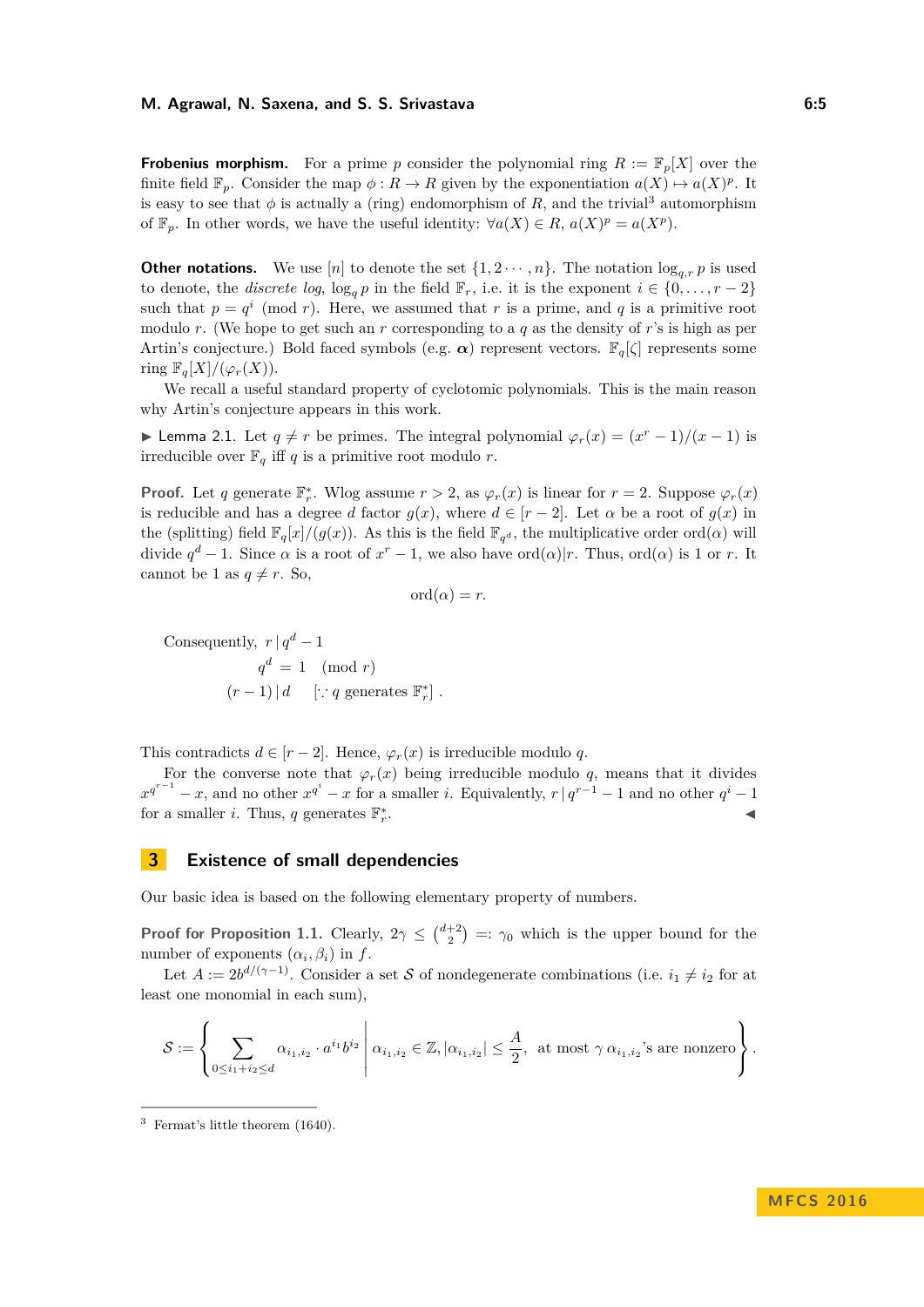**Frobenius morphism.** For a prime $p$ consider the polynomial ring $R := \mathbb{F}_p[X]$ over the finite field $\mathbb{F}_p$. Consider the map $\phi : R \to R$ given by the exponentiation $a(X) \mapsto a(X)^p$. It is easy to see that $\phi$ is actually a (ring) endomorphism of $R$, and the trivial[3] automorphism of $\mathbb{F}_p$. In other words, we have the useful identity: $\forall a(X) \in R$, $a(X)^p = a(X^p)$.

**Other notations.** We use $[n]$ to denote the set $\{1, 2 \cdots, n\}$. The notation $\log_{q,r} p$ is used to denote, the *discrete log*, $\log_q p$ in the field $\mathbb{F}_r$, i.e. it is the exponent $i \in \{0, \ldots, r-2\}$ such that $p = q^i \pmod r$. Here, we assumed that $r$ is a prime, and $q$ is a primitive root modulo $r$. (We hope to get such an $r$ corresponding to a $q$ as the density of $r$'s is high as per Artin's conjecture.) Bold faced symbols (e.g. $\boldsymbol{\alpha}$) represent vectors. $\mathbb{F}_q[\zeta]$ represents some ring $\mathbb{F}_q[X]/(\varphi_r(X))$.

We recall a useful standard property of cyclotomic polynomials. This is the main reason why Artin's conjecture appears in this work.

▶ Lemma 2.1. Let $q \neq r$ be primes. The integral polynomial $\varphi_r(x) = (x^r - 1)/(x - 1)$ is irreducible over $\mathbb{F}_q$ iff $q$ is a primitive root modulo $r$.

**Proof.** Let $q$ generate $\mathbb{F}_r^*$. Wlog assume $r > 2$, as $\varphi_r(x)$ is linear for $r = 2$. Suppose $\varphi_r(x)$ is reducible and has a degree $d$ factor $g(x)$, where $d \in [r-2]$. Let $\alpha$ be a root of $g(x)$ in the (splitting) field $\mathbb{F}_q[x]/(g(x))$. As this is the field $\mathbb{F}_{q^d}$, the multiplicative order $\mathrm{ord}(\alpha)$ will divide $q^d - 1$. Since $\alpha$ is a root of $x^r - 1$, we also have $\mathrm{ord}(\alpha) | r$. Thus, $\mathrm{ord}(\alpha)$ is 1 or $r$. It cannot be 1 as $q \neq r$. So,

$$\mathrm{ord}(\alpha) = r.$$

$$\begin{aligned}
\text{Consequently, } \; r \,|\, q^d - 1 & \\
q^d = 1 & \pmod r \\
(r-1) \,|\, d & \quad [\because q \text{ generates } \mathbb{F}_r^*] .
\end{aligned}$$

This contradicts $d \in [r-2]$. Hence, $\varphi_r(x)$ is irreducible modulo $q$.

For the converse note that $\varphi_r(x)$ being irreducible modulo $q$, means that it divides $x^{q^{r-1}} - x$, and no other $x^{q^i} - x$ for a smaller $i$. Equivalently, $r \,|\, q^{r-1} - 1$ and no other $q^i - 1$ for a smaller $i$. Thus, $q$ generates $\mathbb{F}_r^*$. ◀

## 3 Existence of small dependencies

Our basic idea is based on the following elementary property of numbers.

**Proof for Proposition 1.1.** Clearly, $2\gamma \leq \binom{d+2}{2} =: \gamma_0$ which is the upper bound for the number of exponents $(\alpha_i, \beta_i)$ in $f$.

Let $A := 2b^{d/(\gamma-1)}$. Consider a set $\mathcal{S}$ of nondegenerate combinations (i.e. $i_1 \neq i_2$ for at least one monomial in each sum),

$$\mathcal{S} := \left\{ \sum_{0 \leq i_1 + i_2 \leq d} \alpha_{i_1,i_2} \cdot a^{i_1} b^{i_2} \;\middle|\; \alpha_{i_1,i_2} \in \mathbb{Z}, |\alpha_{i_1,i_2}| \leq \frac{A}{2}, \text{ at most } \gamma \; \alpha_{i_1,i_2}\text{'s are nonzero} \right\}.$$

---

[3] Fermat's little theorem (1640).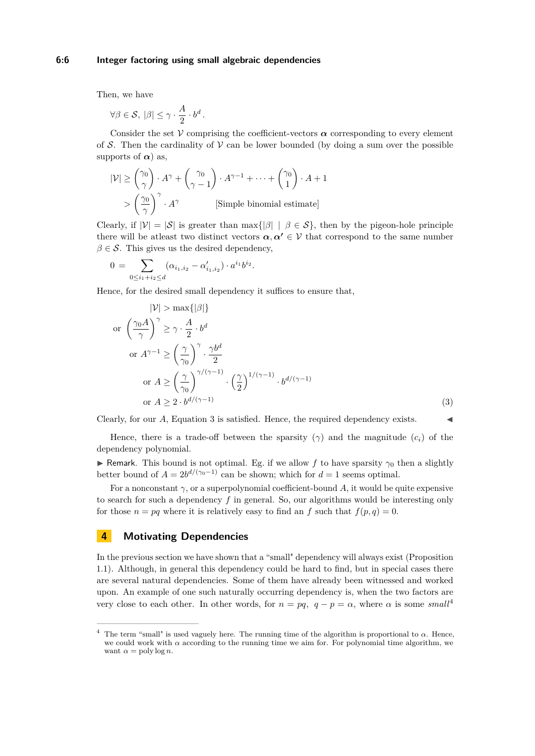Then, we have

$$\forall \beta \in \mathcal{S},\ |\beta| \leq \gamma \cdot \frac{A}{2} \cdot b^d .$$

Consider the set $\mathcal{V}$ comprising the coefficient-vectors $\boldsymbol{\alpha}$ corresponding to every element of $\mathcal{S}$. Then the cardinality of $\mathcal{V}$ can be lower bounded (by doing a sum over the possible supports of $\boldsymbol{\alpha}$) as,

$$\begin{aligned}
|\mathcal{V}| &\geq \binom{\gamma_0}{\gamma} \cdot A^{\gamma} + \binom{\gamma_0}{\gamma - 1} \cdot A^{\gamma-1} + \cdots + \binom{\gamma_0}{1} \cdot A + 1 \\
&> \left(\frac{\gamma_0}{\gamma}\right)^{\gamma} \cdot A^{\gamma} \qquad \text{[Simple binomial estimate]}
\end{aligned}$$

Clearly, if $|\mathcal{V}| = |\mathcal{S}|$ is greater than $\max\{|\beta| \mid \beta \in \mathcal{S}\}$, then by the pigeon-hole principle there will be atleast two distinct vectors $\boldsymbol{\alpha}, \boldsymbol{\alpha'} \in \mathcal{V}$ that correspond to the same number $\beta \in \mathcal{S}$. This gives us the desired dependency,

$$0 \;=\; \sum_{0 \leq i_1 + i_2 \leq d} (\alpha_{i_1, i_2} - \alpha'_{i_1, i_2}) \cdot a^{i_1} b^{i_2} .$$

Hence, for the desired small dependency it suffices to ensure that,

$$\begin{aligned}
& |\mathcal{V}| > \max\{|\beta|\} \\
\text{or } & \left(\frac{\gamma_0 A}{\gamma}\right)^{\gamma} \geq \gamma \cdot \frac{A}{2} \cdot b^d \\
\text{or } & A^{\gamma-1} \geq \left(\frac{\gamma}{\gamma_0}\right)^{\gamma} \cdot \frac{\gamma b^d}{2} \\
\text{or } & A \geq \left(\frac{\gamma}{\gamma_0}\right)^{\gamma/(\gamma-1)} \cdot \left(\frac{\gamma}{2}\right)^{1/(\gamma-1)} \cdot b^{d/(\gamma-1)} \\
\text{or } & A \geq 2 \cdot b^{d/(\gamma-1)}
\end{aligned} \tag{3}$$

Clearly, for our $A$, Equation 3 is satisfied. Hence, the required dependency exists. ◀

Hence, there is a trade-off between the sparsity ($\gamma$) and the magnitude ($c_i$) of the dependency polynomial.

▶ Remark. This bound is not optimal. Eg. if we allow $f$ to have sparsity $\gamma_0$ then a slightly better bound of $A = 2b^{d/(\gamma_0 - 1)}$ can be shown; which for $d = 1$ seems optimal.

For a nonconstant $\gamma$, or a superpolynomial coefficient-bound $A$, it would be quite expensive to search for such a dependency $f$ in general. So, our algorithms would be interesting only for those $n = pq$ where it is relatively easy to find an $f$ such that $f(p, q) = 0$.

## 4 Motivating Dependencies

In the previous section we have shown that a "small" dependency will always exist (Proposition 1.1). Although, in general this dependency could be hard to find, but in special cases there are several natural dependencies. Some of them have already been witnessed and worked upon. An example of one such naturally occurring dependency is, when the two factors are very close to each other. In other words, for $n = pq$, $q - p = \alpha$, where $\alpha$ is some *small*[4]

[4] The term "small" is used vaguely here. The running time of the algorithm is proportional to $\alpha$. Hence, we could work with $\alpha$ according to the running time we aim for. For polynomial time algorithm, we want $\alpha = \text{poly} \log n$.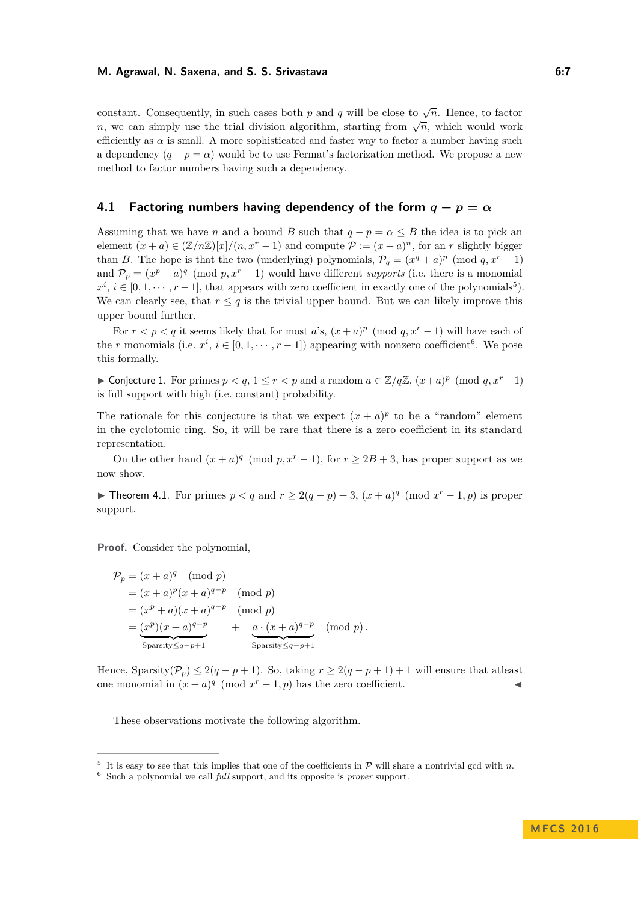constant. Consequently, in such cases both $p$ and $q$ will be close to $\sqrt{n}$. Hence, to factor $n$, we can simply use the trial division algorithm, starting from $\sqrt{n}$, which would work efficiently as $\alpha$ is small. A more sophisticated and faster way to factor a number having such a dependency $(q - p = \alpha)$ would be to use Fermat's factorization method. We propose a new method to factor numbers having such a dependency.

## 4.1 Factoring numbers having dependency of the form $q - p = \alpha$

Assuming that we have $n$ and a bound $B$ such that $q - p = \alpha \leq B$ the idea is to pick an element $(x + a) \in (\mathbb{Z}/n\mathbb{Z})[x]/(n, x^r - 1)$ and compute $\mathcal{P} := (x + a)^n$, for an $r$ slightly bigger than $B$. The hope is that the two (underlying) polynomials, $\mathcal{P}_q = (x^q + a)^p \pmod{q, x^r - 1}$ and $\mathcal{P}_p = (x^p + a)^q \pmod{p, x^r - 1}$ would have different *supports* (i.e. there is a monomial $x^i$, $i \in [0, 1, \cdots, r-1]$, that appears with zero coefficient in exactly one of the polynomials[5]). We can clearly see, that $r \leq q$ is the trivial upper bound. But we can likely improve this upper bound further.

For $r < p < q$ it seems likely that for most $a$'s, $(x + a)^p \pmod{q, x^r - 1}$ will have each of the $r$ monomials (i.e. $x^i$, $i \in [0, 1, \cdots, r-1]$) appearing with nonzero coefficient[6]. We pose this formally.

▶ Conjecture 1. For primes $p < q$, $1 \leq r < p$ and a random $a \in \mathbb{Z}/q\mathbb{Z}$, $(x+a)^p \pmod{q, x^r - 1}$ is full support with high (i.e. constant) probability.

The rationale for this conjecture is that we expect $(x + a)^p$ to be a "random" element in the cyclotomic ring. So, it will be rare that there is a zero coefficient in its standard representation.

On the other hand $(x + a)^q \pmod{p, x^r - 1}$, for $r \geq 2B + 3$, has proper support as we now show.

▶ Theorem 4.1. For primes $p < q$ and $r \geq 2(q - p) + 3$, $(x + a)^q \pmod{x^r - 1, p}$ is proper support.

**Proof.** Consider the polynomial,

$$\begin{aligned}
\mathcal{P}_p &= (x + a)^q \pmod{p} \\
&= (x + a)^p (x + a)^{q-p} \pmod{p} \\
&= (x^p + a)(x + a)^{q-p} \pmod{p} \\
&= \underbrace{(x^p)(x + a)^{q-p}}_{\text{Sparsity} \leq q-p+1} \quad + \quad \underbrace{a \cdot (x + a)^{q-p}}_{\text{Sparsity} \leq q-p+1} \pmod{p}.
\end{aligned}$$

Hence, Sparsity$(\mathcal{P}_p) \leq 2(q - p + 1)$. So, taking $r \geq 2(q - p + 1) + 1$ will ensure that atleast one monomial in $(x + a)^q \pmod{x^r - 1, p}$ has the zero coefficient. ◀

These observations motivate the following algorithm.

---

[5] It is easy to see that this implies that one of the coefficients in $\mathcal{P}$ will share a nontrivial gcd with $n$.

[6] Such a polynomial we call *full* support, and its opposite is *proper* support.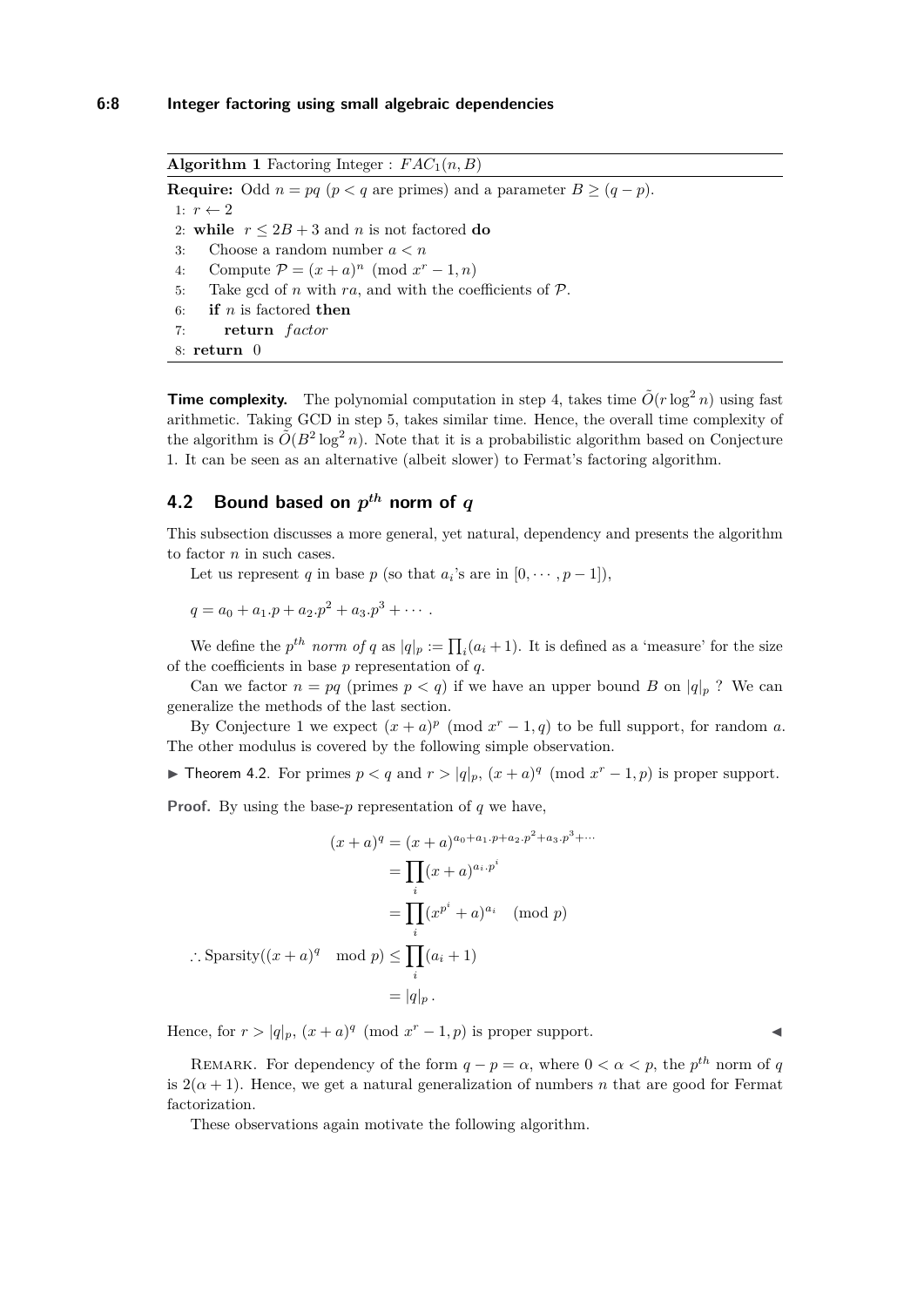**Algorithm 1** Factoring Integer : $FAC_1(n, B)$

```
Require: Odd n = pq (p < q are primes) and a parameter B ≥ (q − p).
1: r ← 2
2: while r ≤ 2B + 3 and n is not factored do
3:     Choose a random number a < n
4:     Compute P = (x + a)^n (mod x^r − 1, n)
5:     Take gcd of n with ra, and with the coefficients of P.
6:     if n is factored then
7:         return factor
8: return 0
```

**Time complexity.** The polynomial computation in step 4, takes time $\tilde{O}(r \log^2 n)$ using fast arithmetic. Taking GCD in step 5, takes similar time. Hence, the overall time complexity of the algorithm is $\tilde{O}(B^2 \log^2 n)$. Note that it is a probabilistic algorithm based on Conjecture 1. It can be seen as an alternative (albeit slower) to Fermat's factoring algorithm.

## 4.2 Bound based on $p^{th}$ norm of $q$

This subsection discusses a more general, yet natural, dependency and presents the algorithm to factor $n$ in such cases.

Let us represent $q$ in base $p$ (so that $a_i$'s are in $[0, \cdots, p-1]$),

$$q = a_0 + a_1.p + a_2.p^2 + a_3.p^3 + \cdots .$$

We define the $p^{th}$ *norm of* $q$ as $|q|_p := \prod_i (a_i + 1)$. It is defined as a 'measure' for the size of the coefficients in base $p$ representation of $q$.

Can we factor $n = pq$ (primes $p < q$) if we have an upper bound $B$ on $|q|_p$ ? We can generalize the methods of the last section.

By Conjecture 1 we expect $(x + a)^p \pmod{x^r - 1, q}$ to be full support, for random $a$. The other modulus is covered by the following simple observation.

▶ **Theorem 4.2.** For primes $p < q$ and $r > |q|_p$, $(x + a)^q \pmod{x^r - 1, p}$ is proper support.

**Proof.** By using the base-$p$ representation of $q$ we have,

$$\begin{aligned}
(x + a)^q &= (x + a)^{a_0 + a_1.p + a_2.p^2 + a_3.p^3 + \cdots} \\
&= \prod_i (x + a)^{a_i.p^i} \\
&= \prod_i (x^{p^i} + a)^{a_i} \pmod{p} \\
\therefore \text{Sparsity}((x + a)^q \mod p) &\leq \prod_i (a_i + 1) \\
&= |q|_p .
\end{aligned}$$

Hence, for $r > |q|_p$, $(x + a)^q \pmod{x^r - 1, p}$ is proper support. ◀

Remark. For dependency of the form $q - p = \alpha$, where $0 < \alpha < p$, the $p^{th}$ norm of $q$ is $2(\alpha + 1)$. Hence, we get a natural generalization of numbers $n$ that are good for Fermat factorization.

These observations again motivate the following algorithm.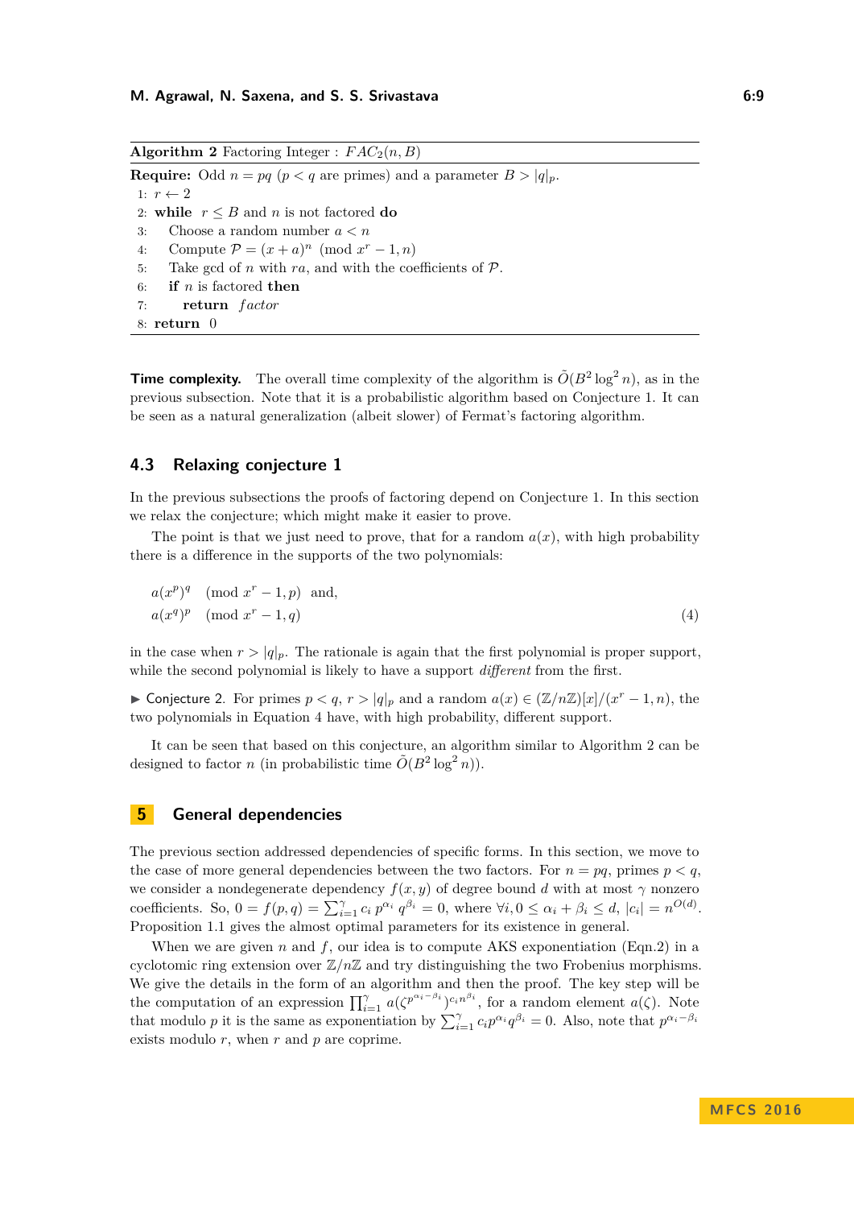**Algorithm 2** Factoring Integer : $FAC_2(n, B)$

**Require:** Odd $n = pq$ ($p < q$ are primes) and a parameter $B > |q|_p$.

```
1: r ← 2
2: while r ≤ B and n is not factored do
3:     Choose a random number a < n
4:     Compute P = (x + a)^n (mod x^r − 1, n)
5:     Take gcd of n with ra, and with the coefficients of P.
6:     if n is factored then
7:         return factor
8: return 0
```

**Time complexity.** The overall time complexity of the algorithm is $\tilde{O}(B^2 \log^2 n)$, as in the previous subsection. Note that it is a probabilistic algorithm based on Conjecture 1. It can be seen as a natural generalization (albeit slower) of Fermat's factoring algorithm.

## 4.3 Relaxing conjecture 1

In the previous subsections the proofs of factoring depend on Conjecture 1. In this section we relax the conjecture; which might make it easier to prove.

The point is that we just need to prove, that for a random $a(x)$, with high probability there is a difference in the supports of the two polynomials:

$$\begin{aligned} &a(x^p)^q \pmod{x^r - 1, p} \quad \text{and,} \\ &a(x^q)^p \pmod{x^r - 1, q} \end{aligned} \tag{4}$$

in the case when $r > |q|_p$. The rationale is again that the first polynomial is proper support, while the second polynomial is likely to have a support *different* from the first.

▶ Conjecture 2. For primes $p < q$, $r > |q|_p$ and a random $a(x) \in (\mathbb{Z}/n\mathbb{Z})[x]/(x^r - 1, n)$, the two polynomials in Equation 4 have, with high probability, different support.

It can be seen that based on this conjecture, an algorithm similar to Algorithm 2 can be designed to factor $n$ (in probabilistic time $\tilde{O}(B^2 \log^2 n)$).

# 5 General dependencies

The previous section addressed dependencies of specific forms. In this section, we move to the case of more general dependencies between the two factors. For $n = pq$, primes $p < q$, we consider a nondegenerate dependency $f(x, y)$ of degree bound $d$ with at most $\gamma$ nonzero coefficients. So, $0 = f(p, q) = \sum_{i=1}^{\gamma} c_i \, p^{\alpha_i} \, q^{\beta_i} = 0$, where $\forall i, 0 \le \alpha_i + \beta_i \le d$, $|c_i| = n^{O(d)}$. Proposition 1.1 gives the almost optimal parameters for its existence in general.

When we are given $n$ and $f$, our idea is to compute AKS exponentiation (Eqn.2) in a cyclotomic ring extension over $\mathbb{Z}/n\mathbb{Z}$ and try distinguishing the two Frobenius morphisms. We give the details in the form of an algorithm and then the proof. The key step will be the computation of an expression $\prod_{i=1}^{\gamma} a(\zeta^{p^{\alpha_i - \beta_i}})^{c_i n^{\beta_i}}$, for a random element $a(\zeta)$. Note that modulo $p$ it is the same as exponentiation by $\sum_{i=1}^{\gamma} c_i p^{\alpha_i} q^{\beta_i} = 0$. Also, note that $p^{\alpha_i - \beta_i}$ exists modulo $r$, when $r$ and $p$ are coprime.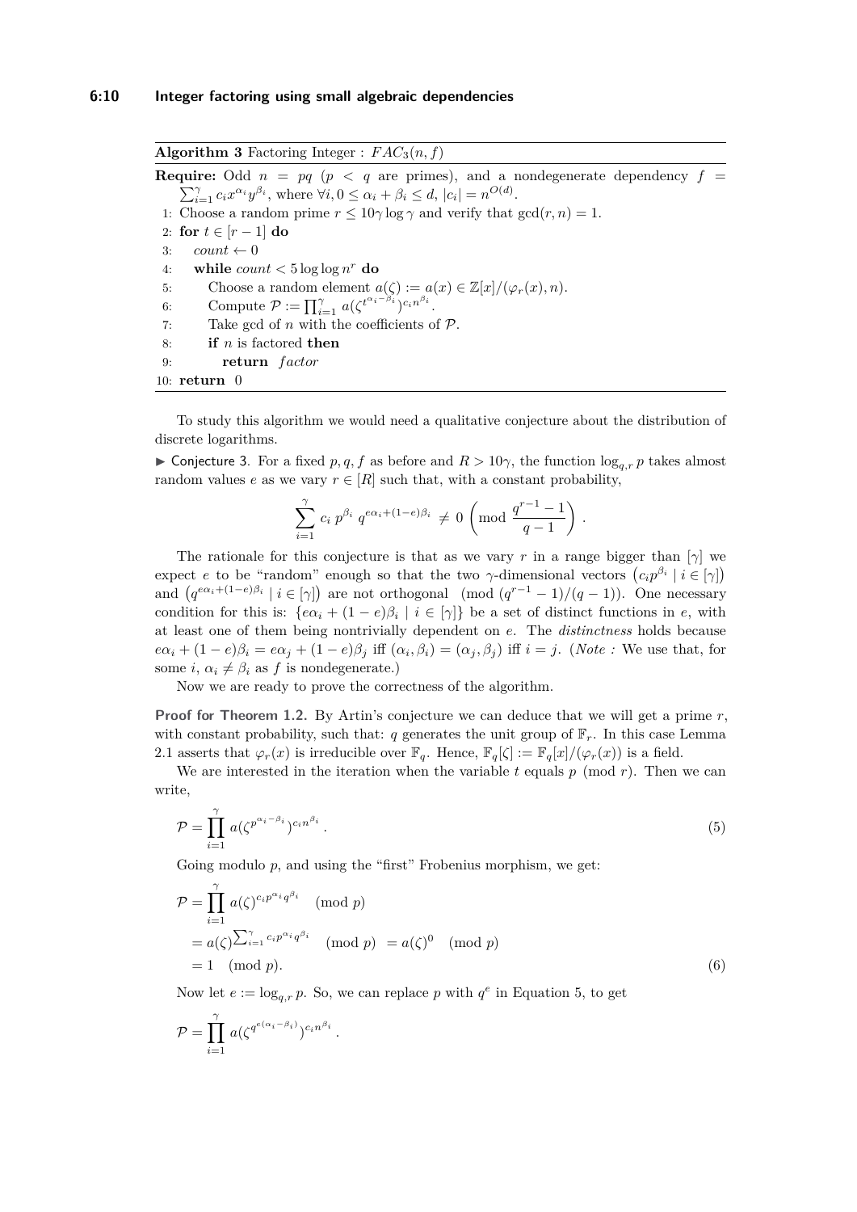**Algorithm 3** Factoring Integer : $FAC_3(n, f)$

**Require:** Odd $n = pq$ ($p < q$ are primes), and a nondegenerate dependency $f = \sum_{i=1}^{\gamma} c_i x^{\alpha_i} y^{\beta_i}$, where $\forall i, 0 \leq \alpha_i + \beta_i \leq d$, $|c_i| = n^{O(d)}$.

1: Choose a random prime $r \leq 10\gamma \log \gamma$ and verify that $\gcd(r, n) = 1$.
2: **for** $t \in [r-1]$ **do**
3: $\quad$ $count \leftarrow 0$
4: $\quad$ **while** $count < 5 \log\log n^r$ **do**
5: $\quad\quad$ Choose a random element $a(\zeta) := a(x) \in \mathbb{Z}[x]/(\varphi_r(x), n)$.
6: $\quad\quad$ Compute $\mathcal{P} := \prod_{i=1}^{\gamma} a(\zeta^{t^{\alpha_i - \beta_i}})^{c_i n^{\beta_i}}$.
7: $\quad\quad$ Take gcd of $n$ with the coefficients of $\mathcal{P}$.
8: $\quad\quad$ **if** $n$ is factored **then**
9: $\quad\quad\quad$ **return** $factor$
10: **return** 0

To study this algorithm we would need a qualitative conjecture about the distribution of discrete logarithms.

▶ Conjecture 3. For a fixed $p, q, f$ as before and $R > 10\gamma$, the function $\log_{q,r} p$ takes almost random values $e$ as we vary $r \in [R]$ such that, with a constant probability,

$$\sum_{i=1}^{\gamma} c_i \, p^{\beta_i} \, q^{e\alpha_i + (1-e)\beta_i} \not\equiv 0 \left( \bmod \frac{q^{r-1} - 1}{q - 1} \right) .$$

The rationale for this conjecture is that as we vary $r$ in a range bigger than $[\gamma]$ we expect $e$ to be "random" enough so that the two $\gamma$-dimensional vectors $\left(c_i p^{\beta_i} \mid i \in [\gamma]\right)$ and $\left(q^{e\alpha_i + (1-e)\beta_i} \mid i \in [\gamma]\right)$ are not orthogonal $\pmod{(q^{r-1} - 1)/(q - 1)}$. One necessary condition for this is: $\{e\alpha_i + (1-e)\beta_i \mid i \in [\gamma]\}$ be a set of distinct functions in $e$, with at least one of them being nontrivially dependent on $e$. The *distinctness* holds because $e\alpha_i + (1-e)\beta_i = e\alpha_j + (1-e)\beta_j$ iff $(\alpha_i, \beta_i) = (\alpha_j, \beta_j)$ iff $i = j$. (*Note :* We use that, for some $i$, $\alpha_i \neq \beta_i$ as $f$ is nondegenerate.)

Now we are ready to prove the correctness of the algorithm.

**Proof for Theorem 1.2.** By Artin's conjecture we can deduce that we will get a prime $r$, with constant probability, such that: $q$ generates the unit group of $\mathbb{F}_r$. In this case Lemma 2.1 asserts that $\varphi_r(x)$ is irreducible over $\mathbb{F}_q$. Hence, $\mathbb{F}_q[\zeta] := \mathbb{F}_q[x]/(\varphi_r(x))$ is a field.

We are interested in the iteration when the variable $t$ equals $p \pmod r$. Then we can write,

$$\mathcal{P} = \prod_{i=1}^{\gamma} a(\zeta^{p^{\alpha_i - \beta_i}})^{c_i n^{\beta_i}} . \tag{5}$$

Going modulo $p$, and using the "first" Frobenius morphism, we get:

$$\begin{aligned}
\mathcal{P} &= \prod_{i=1}^{\gamma} a(\zeta)^{c_i p^{\alpha_i} q^{\beta_i}} \pmod p \\
&= a(\zeta)^{\sum_{i=1}^{\gamma} c_i p^{\alpha_i} q^{\beta_i}} \pmod p \;\; = a(\zeta)^0 \pmod p \\
&= 1 \pmod p.
\end{aligned} \tag{6}$$

Now let $e := \log_{q,r} p$. So, we can replace $p$ with $q^e$ in Equation 5, to get

$$\mathcal{P} = \prod_{i=1}^{\gamma} a(\zeta^{q^{e(\alpha_i - \beta_i)}})^{c_i n^{\beta_i}} .$$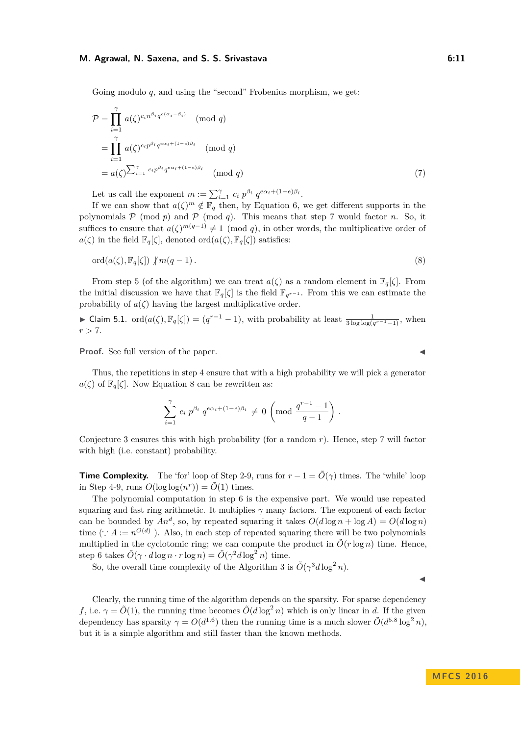Going modulo $q$, and using the "second" Frobenius morphism, we get:

$$
\begin{aligned}
\mathcal{P} &= \prod_{i=1}^{\gamma} a(\zeta)^{c_i n^{\beta_i} q^{e(\alpha_i - \beta_i)}} \pmod q \\
&= \prod_{i=1}^{\gamma} a(\zeta)^{c_i p^{\beta_i} q^{e\alpha_i + (1-e)\beta_i}} \pmod q \\
&= a(\zeta)^{\sum_{i=1}^{\gamma} c_i p^{\beta_i} q^{e\alpha_i + (1-e)\beta_i}} \pmod q
\end{aligned} \tag{7}
$$

Let us call the exponent $m := \sum_{i=1}^{\gamma} c_i \, p^{\beta_i} \, q^{e\alpha_i + (1-e)\beta_i}$.

If we can show that $a(\zeta)^m \notin \mathbb{F}_q$ then, by Equation 6, we get different supports in the polynomials $\mathcal{P} \pmod p$ and $\mathcal{P} \pmod q$. This means that step 7 would factor $n$. So, it suffices to ensure that $a(\zeta)^{m(q-1)} \neq 1 \pmod q$, in other words, the multiplicative order of $a(\zeta)$ in the field $\mathbb{F}_q[\zeta]$, denoted $\mathrm{ord}(a(\zeta), \mathbb{F}_q[\zeta])$ satisfies:

$$
\mathrm{ord}(a(\zeta), \mathbb{F}_q[\zeta]) \nmid m(q-1)\,. \tag{8}
$$

From step 5 (of the algorithm) we can treat $a(\zeta)$ as a random element in $\mathbb{F}_q[\zeta]$. From the initial discussion we have that $\mathbb{F}_q[\zeta]$ is the field $\mathbb{F}_{q^{r-1}}$. From this we can estimate the probability of $a(\zeta)$ having the largest multiplicative order.

▶ Claim 5.1. $\mathrm{ord}(a(\zeta), \mathbb{F}_q[\zeta]) = (q^{r-1} - 1)$, with probability at least $\frac{1}{3 \log\log(q^{r-1}-1)}$, when $r > 7$.

**Proof.** See full version of the paper. ◀

Thus, the repetitions in step 4 ensure that with a high probability we will pick a generator $a(\zeta)$ of $\mathbb{F}_q[\zeta]$. Now Equation 8 can be rewritten as:

$$
\sum_{i=1}^{\gamma} c_i \, p^{\beta_i} \, q^{e\alpha_i + (1-e)\beta_i} \neq 0 \left( \mathrm{mod} \ \frac{q^{r-1}-1}{q-1} \right).
$$

Conjecture 3 ensures this with high probability (for a random $r$). Hence, step 7 will factor with high (i.e. constant) probability.

**Time Complexity.** The 'for' loop of Step 2-9, runs for $r - 1 = \tilde{O}(\gamma)$ times. The 'while' loop in Step 4-9, runs $O(\log\log(n^r)) = \tilde{O}(1)$ times.

The polynomial computation in step 6 is the expensive part. We would use repeated squaring and fast ring arithmetic. It multiplies $\gamma$ many factors. The exponent of each factor can be bounded by $An^d$, so, by repeated squaring it takes $O(d \log n + \log A) = O(d \log n)$ time ($\because A := n^{O(d)}$ ). Also, in each step of repeated squaring there will be two polynomials multiplied in the cyclotomic ring; we can compute the product in $\tilde{O}(r \log n)$ time. Hence, step 6 takes $\tilde{O}(\gamma \cdot d \log n \cdot r \log n) = \tilde{O}(\gamma^2 d \log^2 n)$ time.

So, the overall time complexity of the Algorithm 3 is $\tilde{O}(\gamma^3 d \log^2 n)$. ◀

Clearly, the running time of the algorithm depends on the sparsity. For sparse dependency $f$, i.e. $\gamma = \tilde{O}(1)$, the running time becomes $\tilde{O}(d \log^2 n)$ which is only linear in $d$. If the given dependency has sparsity $\gamma = O(d^{1.6})$ then the running time is a much slower $\tilde{O}(d^{5.8} \log^2 n)$, but it is a simple algorithm and still faster than the known methods.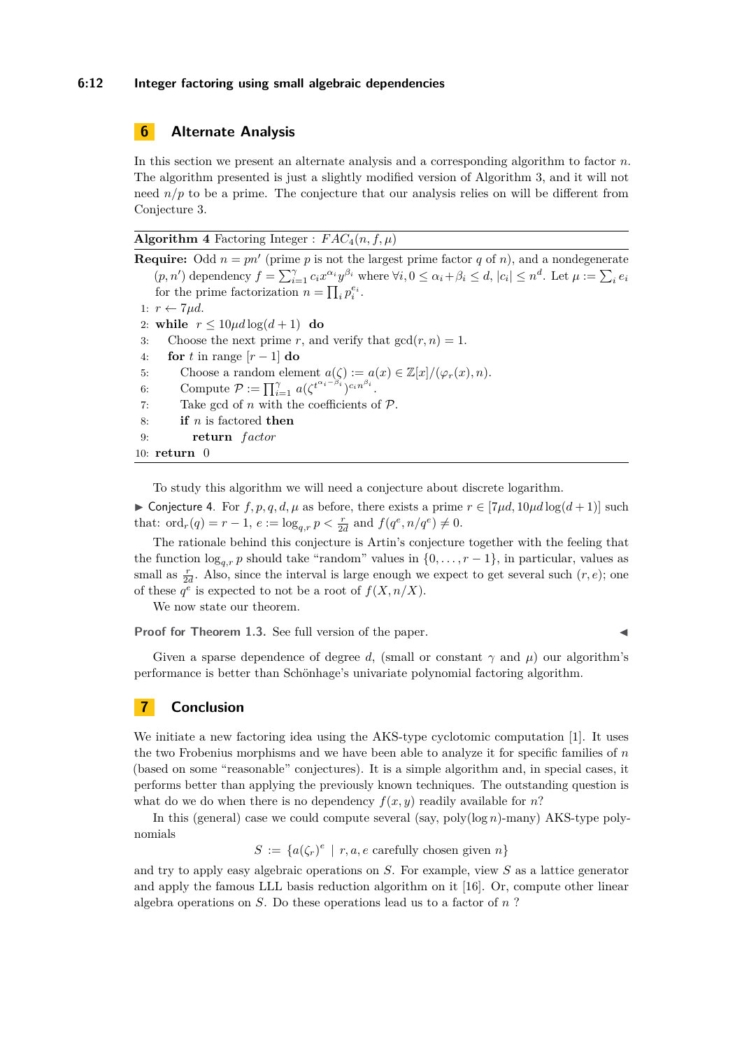## 6 Alternate Analysis

In this section we present an alternate analysis and a corresponding algorithm to factor $n$. The algorithm presented is just a slightly modified version of Algorithm 3, and it will not need $n/p$ to be a prime. The conjecture that our analysis relies on will be different from Conjecture 3.

---

**Algorithm 4** Factoring Integer : $FAC_4(n, f, \mu)$

---

**Require:** Odd $n = pn'$ (prime $p$ is not the largest prime factor $q$ of $n$), and a nondegenerate $(p, n')$ dependency $f = \sum_{i=1}^{\gamma} c_i x^{\alpha_i} y^{\beta_i}$ where $\forall i, 0 \leq \alpha_i + \beta_i \leq d$, $|c_i| \leq n^d$. Let $\mu := \sum_i e_i$ for the prime factorization $n = \prod_i p_i^{e_i}$.

1: $r \leftarrow 7\mu d$.
2: **while** $r \leq 10\mu d \log(d+1)$ **do**
3: Choose the next prime $r$, and verify that $\gcd(r, n) = 1$.
4: **for** $t$ in range $[r-1]$ **do**
5: Choose a random element $a(\zeta) := a(x) \in \mathbb{Z}[x]/(\varphi_r(x), n)$.
6: Compute $\mathcal{P} := \prod_{i=1}^{\gamma} a(\zeta^{t^{\alpha_i - \beta_i}})^{c_i n^{\beta_i}}$.
7: Take gcd of $n$ with the coefficients of $\mathcal{P}$.
8: **if** $n$ is factored **then**
9: **return** *factor*
10: **return** 0

---

To study this algorithm we will need a conjecture about discrete logarithm.

▶ Conjecture 4. For $f, p, q, d, \mu$ as before, there exists a prime $r \in [7\mu d, 10\mu d \log(d+1)]$ such that: $\mathrm{ord}_r(q) = r - 1$, $e := \log_{q,r} p < \frac{r}{2d}$ and $f(q^e, n/q^e) \neq 0$.

The rationale behind this conjecture is Artin's conjecture together with the feeling that the function $\log_{q,r} p$ should take "random" values in $\{0, \ldots, r-1\}$, in particular, values as small as $\frac{r}{2d}$. Also, since the interval is large enough we expect to get several such $(r, e)$; one of these $q^e$ is expected to not be a root of $f(X, n/X)$.

We now state our theorem.

**Proof for Theorem 1.3.** See full version of the paper. ◀

Given a sparse dependence of degree $d$, (small or constant $\gamma$ and $\mu$) our algorithm's performance is better than Schönhage's univariate polynomial factoring algorithm.

## 7 Conclusion

We initiate a new factoring idea using the AKS-type cyclotomic computation [1]. It uses the two Frobenius morphisms and we have been able to analyze it for specific families of $n$ (based on some "reasonable" conjectures). It is a simple algorithm and, in special cases, it performs better than applying the previously known techniques. The outstanding question is what do we do when there is no dependency $f(x, y)$ readily available for $n$?

In this (general) case we could compute several (say, poly($\log n$)-many) AKS-type polynomials

$$S := \{a(\zeta_r)^e \mid r, a, e \text{ carefully chosen given } n\}$$

and try to apply easy algebraic operations on $S$. For example, view $S$ as a lattice generator and apply the famous LLL basis reduction algorithm on it [16]. Or, compute other linear algebra operations on $S$. Do these operations lead us to a factor of $n$ ?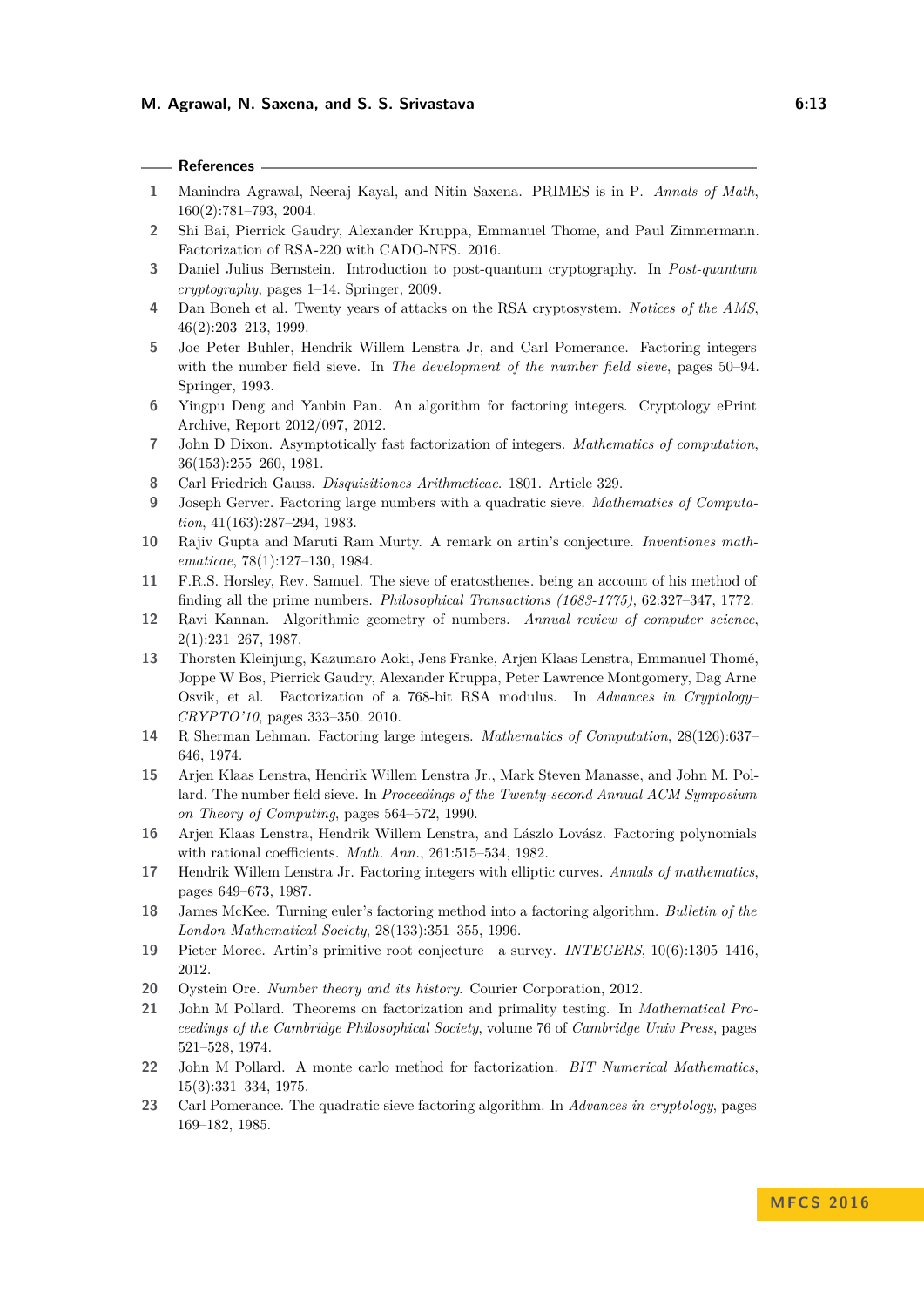## References

1. Manindra Agrawal, Neeraj Kayal, and Nitin Saxena. PRIMES is in P. *Annals of Math*, 160(2):781–793, 2004.
2. Shi Bai, Pierrick Gaudry, Alexander Kruppa, Emmanuel Thome, and Paul Zimmermann. Factorization of RSA-220 with CADO-NFS. 2016.
3. Daniel Julius Bernstein. Introduction to post-quantum cryptography. In *Post-quantum cryptography*, pages 1–14. Springer, 2009.
4. Dan Boneh et al. Twenty years of attacks on the RSA cryptosystem. *Notices of the AMS*, 46(2):203–213, 1999.
5. Joe Peter Buhler, Hendrik Willem Lenstra Jr, and Carl Pomerance. Factoring integers with the number field sieve. In *The development of the number field sieve*, pages 50–94. Springer, 1993.
6. Yingpu Deng and Yanbin Pan. An algorithm for factoring integers. Cryptology ePrint Archive, Report 2012/097, 2012.
7. John D Dixon. Asymptotically fast factorization of integers. *Mathematics of computation*, 36(153):255–260, 1981.
8. Carl Friedrich Gauss. *Disquisitiones Arithmeticae*. 1801. Article 329.
9. Joseph Gerver. Factoring large numbers with a quadratic sieve. *Mathematics of Computation*, 41(163):287–294, 1983.
10. Rajiv Gupta and Maruti Ram Murty. A remark on artin's conjecture. *Inventiones mathematicae*, 78(1):127–130, 1984.
11. F.R.S. Horsley, Rev. Samuel. The sieve of eratosthenes. being an account of his method of finding all the prime numbers. *Philosophical Transactions (1683-1775)*, 62:327–347, 1772.
12. Ravi Kannan. Algorithmic geometry of numbers. *Annual review of computer science*, 2(1):231–267, 1987.
13. Thorsten Kleinjung, Kazumaro Aoki, Jens Franke, Arjen Klaas Lenstra, Emmanuel Thomé, Joppe W Bos, Pierrick Gaudry, Alexander Kruppa, Peter Lawrence Montgomery, Dag Arne Osvik, et al. Factorization of a 768-bit RSA modulus. In *Advances in Cryptology–CRYPTO'10*, pages 333–350. 2010.
14. R Sherman Lehman. Factoring large integers. *Mathematics of Computation*, 28(126):637–646, 1974.
15. Arjen Klaas Lenstra, Hendrik Willem Lenstra Jr., Mark Steven Manasse, and John M. Pollard. The number field sieve. In *Proceedings of the Twenty-second Annual ACM Symposium on Theory of Computing*, pages 564–572, 1990.
16. Arjen Klaas Lenstra, Hendrik Willem Lenstra, and Lászlo Lovász. Factoring polynomials with rational coefficients. *Math. Ann.*, 261:515–534, 1982.
17. Hendrik Willem Lenstra Jr. Factoring integers with elliptic curves. *Annals of mathematics*, pages 649–673, 1987.
18. James McKee. Turning euler's factoring method into a factoring algorithm. *Bulletin of the London Mathematical Society*, 28(133):351–355, 1996.
19. Pieter Moree. Artin's primitive root conjecture—a survey. *INTEGERS*, 10(6):1305–1416, 2012.
20. Oystein Ore. *Number theory and its history*. Courier Corporation, 2012.
21. John M Pollard. Theorems on factorization and primality testing. In *Mathematical Proceedings of the Cambridge Philosophical Society*, volume 76 of *Cambridge Univ Press*, pages 521–528, 1974.
22. John M Pollard. A monte carlo method for factorization. *BIT Numerical Mathematics*, 15(3):331–334, 1975.
23. Carl Pomerance. The quadratic sieve factoring algorithm. In *Advances in cryptology*, pages 169–182, 1985.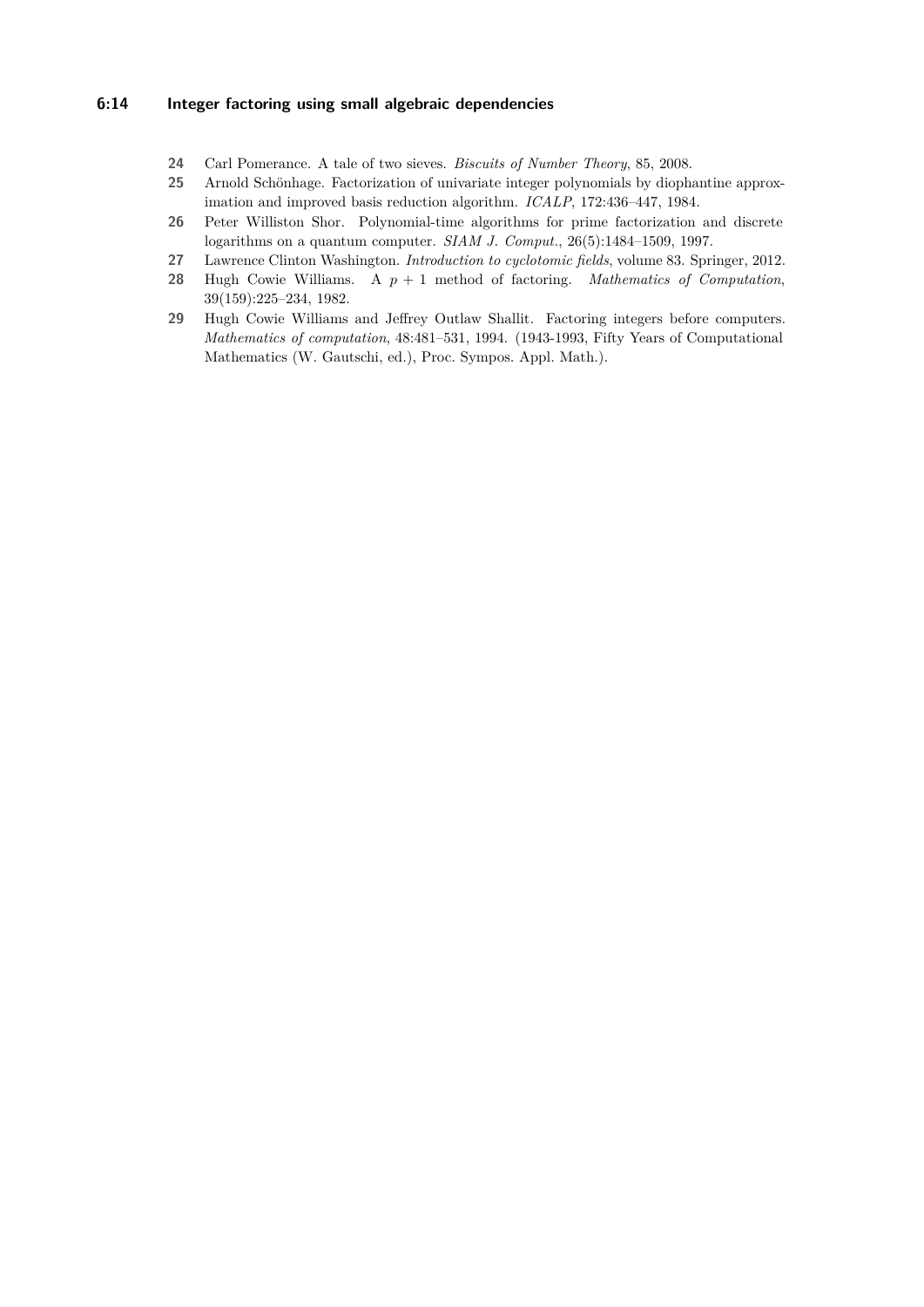24 Carl Pomerance. A tale of two sieves. *Biscuits of Number Theory*, 85, 2008.

25 Arnold Schönhage. Factorization of univariate integer polynomials by diophantine approximation and improved basis reduction algorithm. *ICALP*, 172:436–447, 1984.

26 Peter Williston Shor. Polynomial-time algorithms for prime factorization and discrete logarithms on a quantum computer. *SIAM J. Comput.*, 26(5):1484–1509, 1997.

27 Lawrence Clinton Washington. *Introduction to cyclotomic fields*, volume 83. Springer, 2012.

28 Hugh Cowie Williams. A $p+1$ method of factoring. *Mathematics of Computation*, 39(159):225–234, 1982.

29 Hugh Cowie Williams and Jeffrey Outlaw Shallit. Factoring integers before computers. *Mathematics of computation*, 48:481–531, 1994. (1943-1993, Fifty Years of Computational Mathematics (W. Gautschi, ed.), Proc. Sympos. Appl. Math.).